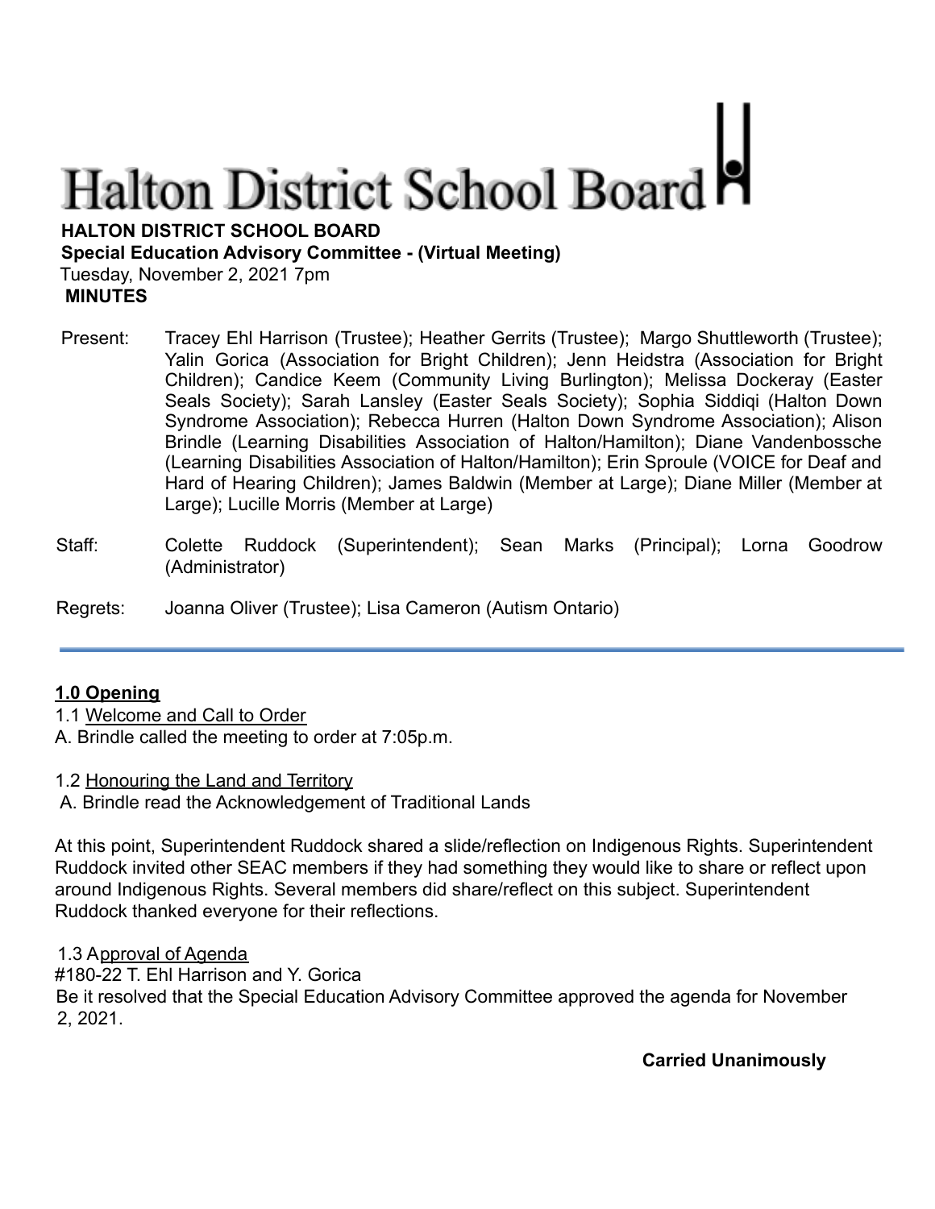# Halton District School Board

**HALTON DISTRICT SCHOOL BOARD**
**Special Education Advisory Committee - (Virtual Meeting)**
Tuesday, November 2, 2021 7pm
**MINUTES**

Present: Tracey Ehl Harrison (Trustee); Heather Gerrits (Trustee); Margo Shuttleworth (Trustee); Yalin Gorica (Association for Bright Children); Jenn Heidstra (Association for Bright Children); Candice Keem (Community Living Burlington); Melissa Dockeray (Easter Seals Society); Sarah Lansley (Easter Seals Society); Sophia Siddiqi (Halton Down Syndrome Association); Rebecca Hurren (Halton Down Syndrome Association); Alison Brindle (Learning Disabilities Association of Halton/Hamilton); Diane Vandenbossche (Learning Disabilities Association of Halton/Hamilton); Erin Sproule (VOICE for Deaf and Hard of Hearing Children); James Baldwin (Member at Large); Diane Miller (Member at Large); Lucille Morris (Member at Large)

Staff: Colette Ruddock (Superintendent); Sean Marks (Principal); Lorna Goodrow (Administrator)

Regrets: Joanna Oliver (Trustee); Lisa Cameron (Autism Ontario)

---

## 1.0 Opening

1.1 Welcome and Call to Order
A. Brindle called the meeting to order at 7:05p.m.

1.2 Honouring the Land and Territory
A. Brindle read the Acknowledgement of Traditional Lands

At this point, Superintendent Ruddock shared a slide/reflection on Indigenous Rights. Superintendent Ruddock invited other SEAC members if they had something they would like to share or reflect upon around Indigenous Rights. Several members did share/reflect on this subject. Superintendent Ruddock thanked everyone for their reflections.

1.3 Approval of Agenda
#180-22 T. Ehl Harrison and Y. Gorica
Be it resolved that the Special Education Advisory Committee approved the agenda for November 2, 2021.

**Carried Unanimously**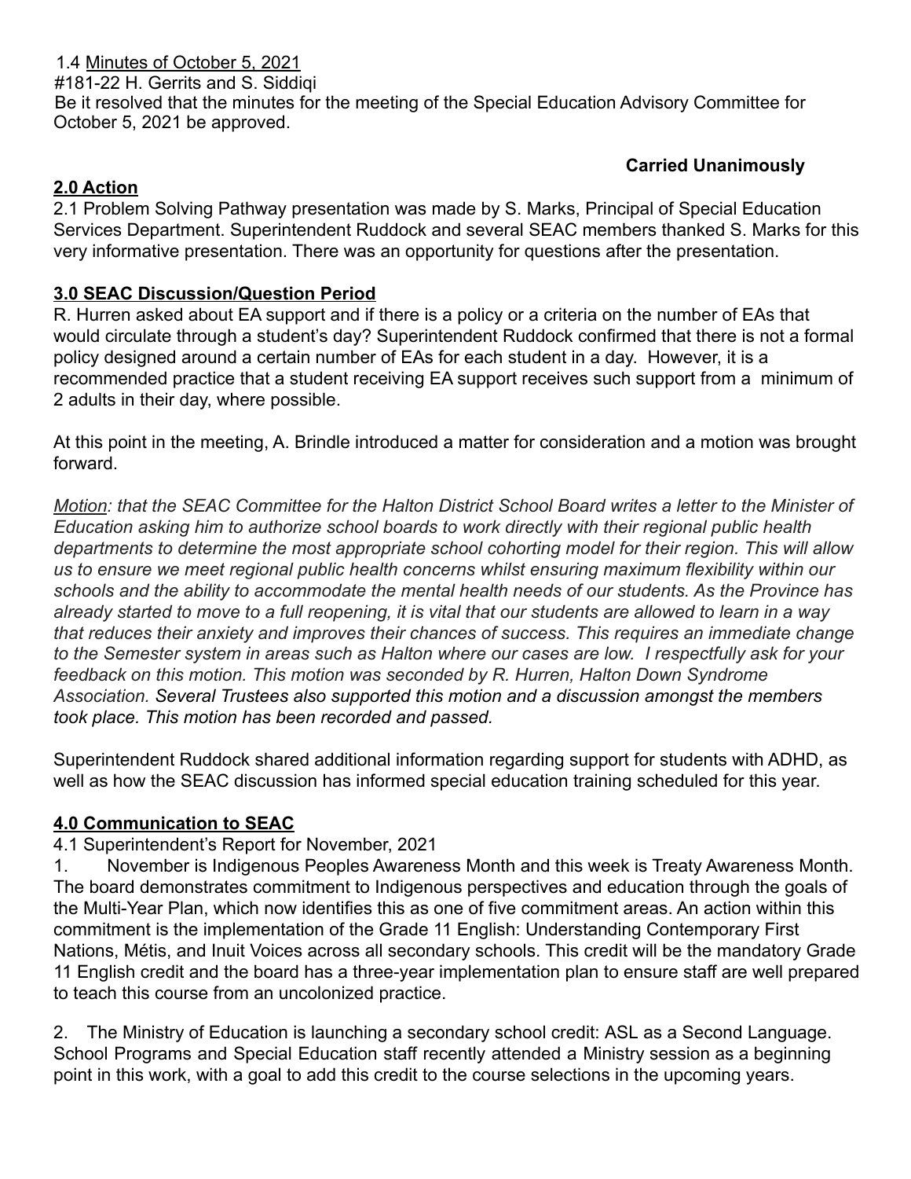1.4 Minutes of October 5, 2021

#181-22 H. Gerrits and S. Siddiqi

Be it resolved that the minutes for the meeting of the Special Education Advisory Committee for October 5, 2021 be approved.

**Carried Unanimously**

## 2.0 Action

2.1 Problem Solving Pathway presentation was made by S. Marks, Principal of Special Education Services Department. Superintendent Ruddock and several SEAC members thanked S. Marks for this very informative presentation. There was an opportunity for questions after the presentation.

## 3.0 SEAC Discussion/Question Period

R. Hurren asked about EA support and if there is a policy or a criteria on the number of EAs that would circulate through a student's day? Superintendent Ruddock confirmed that there is not a formal policy designed around a certain number of EAs for each student in a day. However, it is a recommended practice that a student receiving EA support receives such support from a minimum of 2 adults in their day, where possible.

At this point in the meeting, A. Brindle introduced a matter for consideration and a motion was brought forward.

*Motion: that the SEAC Committee for the Halton District School Board writes a letter to the Minister of Education asking him to authorize school boards to work directly with their regional public health departments to determine the most appropriate school cohorting model for their region. This will allow us to ensure we meet regional public health concerns whilst ensuring maximum flexibility within our schools and the ability to accommodate the mental health needs of our students. As the Province has already started to move to a full reopening, it is vital that our students are allowed to learn in a way that reduces their anxiety and improves their chances of success. This requires an immediate change to the Semester system in areas such as Halton where our cases are low. I respectfully ask for your feedback on this motion. This motion was seconded by R. Hurren, Halton Down Syndrome Association. Several Trustees also supported this motion and a discussion amongst the members took place. This motion has been recorded and passed.*

Superintendent Ruddock shared additional information regarding support for students with ADHD, as well as how the SEAC discussion has informed special education training scheduled for this year.

## 4.0 Communication to SEAC

4.1 Superintendent's Report for November, 2021

1. November is Indigenous Peoples Awareness Month and this week is Treaty Awareness Month. The board demonstrates commitment to Indigenous perspectives and education through the goals of the Multi-Year Plan, which now identifies this as one of five commitment areas. An action within this commitment is the implementation of the Grade 11 English: Understanding Contemporary First Nations, Métis, and Inuit Voices across all secondary schools. This credit will be the mandatory Grade 11 English credit and the board has a three-year implementation plan to ensure staff are well prepared to teach this course from an uncolonized practice.

2. The Ministry of Education is launching a secondary school credit: ASL as a Second Language. School Programs and Special Education staff recently attended a Ministry session as a beginning point in this work, with a goal to add this credit to the course selections in the upcoming years.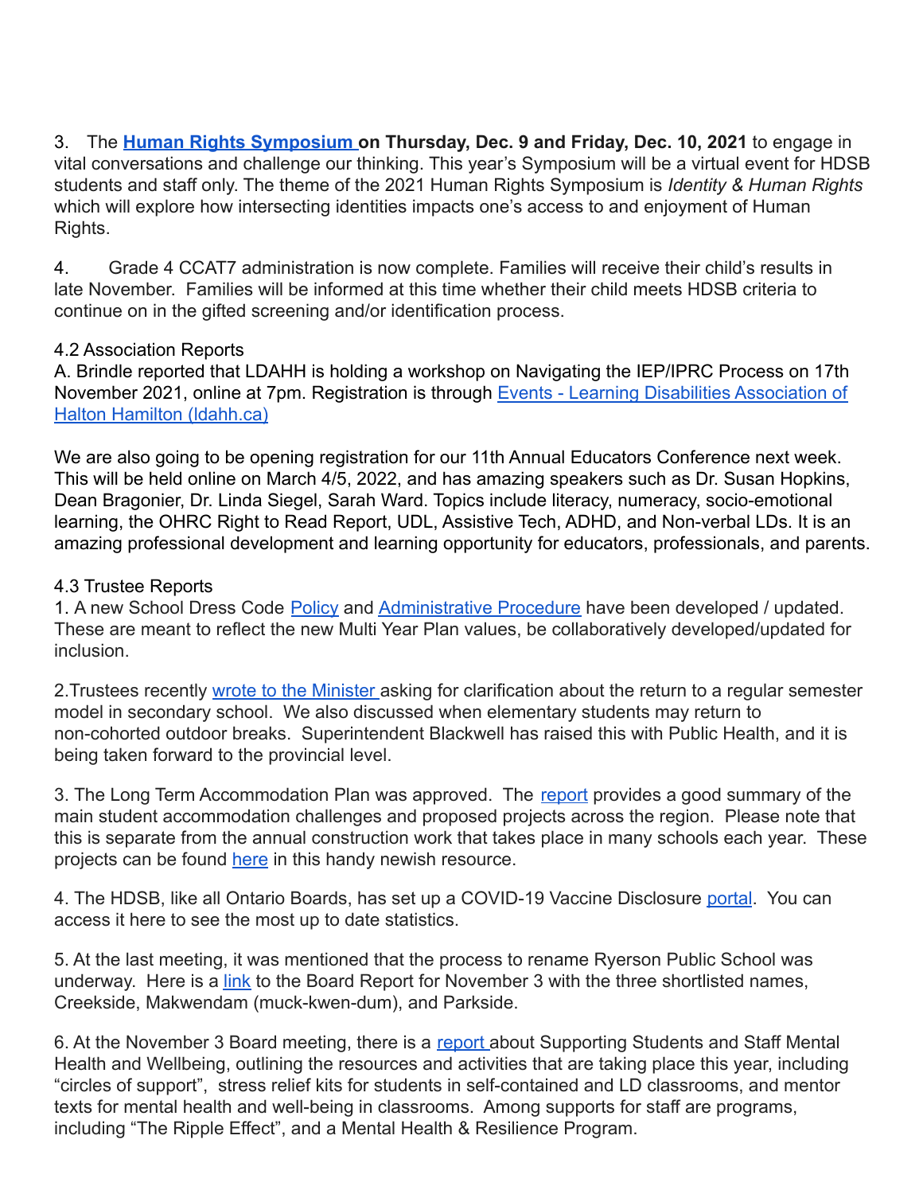3. The **[Human Rights Symposium](#) on Thursday, Dec. 9 and Friday, Dec. 10, 2021** to engage in vital conversations and challenge our thinking. This year's Symposium will be a virtual event for HDSB students and staff only. The theme of the 2021 Human Rights Symposium is *Identity & Human Rights* which will explore how intersecting identities impacts one's access to and enjoyment of Human Rights.

4. Grade 4 CCAT7 administration is now complete. Families will receive their child's results in late November. Families will be informed at this time whether their child meets HDSB criteria to continue on in the gifted screening and/or identification process.

4.2 Association Reports

A. Brindle reported that LDAHH is holding a workshop on Navigating the IEP/IPRC Process on 17th November 2021, online at 7pm. Registration is through [Events - Learning Disabilities Association of Halton Hamilton (ldahh.ca)](#)

We are also going to be opening registration for our 11th Annual Educators Conference next week. This will be held online on March 4/5, 2022, and has amazing speakers such as Dr. Susan Hopkins, Dean Bragonier, Dr. Linda Siegel, Sarah Ward. Topics include literacy, numeracy, socio-emotional learning, the OHRC Right to Read Report, UDL, Assistive Tech, ADHD, and Non-verbal LDs. It is an amazing professional development and learning opportunity for educators, professionals, and parents.

4.3 Trustee Reports

1. A new School Dress Code [Policy](#) and [Administrative Procedure](#) have been developed / updated. These are meant to reflect the new Multi Year Plan values, be collaboratively developed/updated for inclusion.

2. Trustees recently [wrote to the Minister](#) asking for clarification about the return to a regular semester model in secondary school. We also discussed when elementary students may return to non-cohorted outdoor breaks. Superintendent Blackwell has raised this with Public Health, and it is being taken forward to the provincial level.

3. The Long Term Accommodation Plan was approved. The [report](#) provides a good summary of the main student accommodation challenges and proposed projects across the region. Please note that this is separate from the annual construction work that takes place in many schools each year. These projects can be found [here](#) in this handy newish resource.

4. The HDSB, like all Ontario Boards, has set up a COVID-19 Vaccine Disclosure [portal](#). You can access it here to see the most up to date statistics.

5. At the last meeting, it was mentioned that the process to rename Ryerson Public School was underway. Here is a [link](#) to the Board Report for November 3 with the three shortlisted names, Creekside, Makwendam (muck-kwen-dum), and Parkside.

6. At the November 3 Board meeting, there is a [report](#) about Supporting Students and Staff Mental Health and Wellbeing, outlining the resources and activities that are taking place this year, including "circles of support", stress relief kits for students in self-contained and LD classrooms, and mentor texts for mental health and well-being in classrooms. Among supports for staff are programs, including "The Ripple Effect", and a Mental Health & Resilience Program.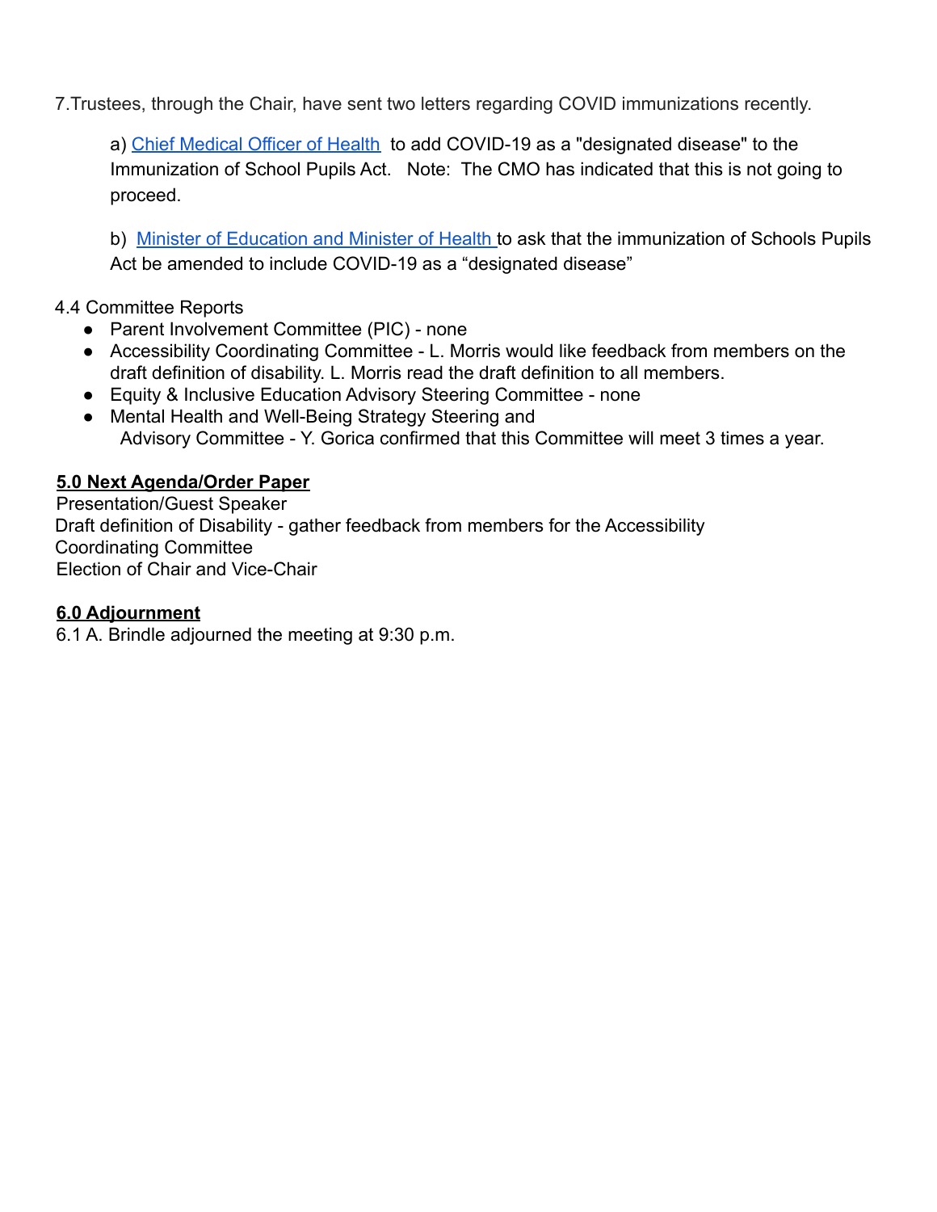7.Trustees, through the Chair, have sent two letters regarding COVID immunizations recently.

a) Chief Medical Officer of Health to add COVID-19 as a "designated disease" to the Immunization of School Pupils Act. Note: The CMO has indicated that this is not going to proceed.

b) Minister of Education and Minister of Health to ask that the immunization of Schools Pupils Act be amended to include COVID-19 as a “designated disease”

4.4 Committee Reports

- Parent Involvement Committee (PIC) - none
- Accessibility Coordinating Committee - L. Morris would like feedback from members on the draft definition of disability. L. Morris read the draft definition to all members.
- Equity & Inclusive Education Advisory Steering Committee - none
- Mental Health and Well-Being Strategy Steering and Advisory Committee - Y. Gorica confirmed that this Committee will meet 3 times a year.

**5.0 Next Agenda/Order Paper**

Presentation/Guest Speaker
Draft definition of Disability - gather feedback from members for the Accessibility Coordinating Committee
Election of Chair and Vice-Chair

**6.0 Adjournment**

6.1 A. Brindle adjourned the meeting at 9:30 p.m.